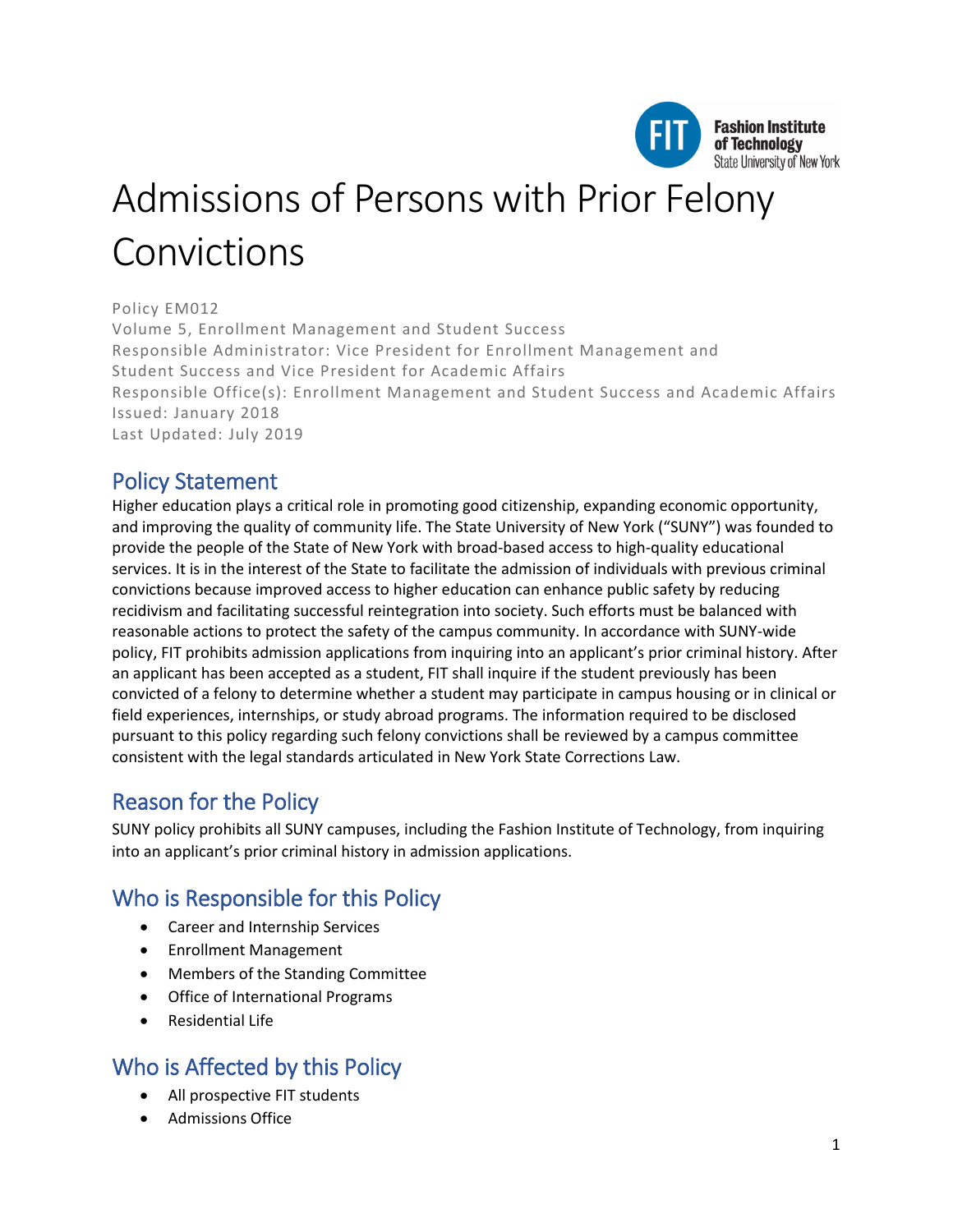# Admissions of Persons with Prior Felony Convictions

Policy EM012
Volume 5, Enrollment Management and Student Success
Responsible Administrator: Vice President for Enrollment Management and Student Success and Vice President for Academic Affairs
Responsible Office(s): Enrollment Management and Student Success and Academic Affairs
Issued: January 2018
Last Updated: July 2019

## Policy Statement

Higher education plays a critical role in promoting good citizenship, expanding economic opportunity, and improving the quality of community life. The State University of New York ("SUNY") was founded to provide the people of the State of New York with broad-based access to high-quality educational services. It is in the interest of the State to facilitate the admission of individuals with previous criminal convictions because improved access to higher education can enhance public safety by reducing recidivism and facilitating successful reintegration into society. Such efforts must be balanced with reasonable actions to protect the safety of the campus community. In accordance with SUNY-wide policy, FIT prohibits admission applications from inquiring into an applicant's prior criminal history. After an applicant has been accepted as a student, FIT shall inquire if the student previously has been convicted of a felony to determine whether a student may participate in campus housing or in clinical or field experiences, internships, or study abroad programs. The information required to be disclosed pursuant to this policy regarding such felony convictions shall be reviewed by a campus committee consistent with the legal standards articulated in New York State Corrections Law.

## Reason for the Policy

SUNY policy prohibits all SUNY campuses, including the Fashion Institute of Technology, from inquiring into an applicant's prior criminal history in admission applications.

## Who is Responsible for this Policy

- Career and Internship Services
- Enrollment Management
- Members of the Standing Committee
- Office of International Programs
- Residential Life

## Who is Affected by this Policy

- All prospective FIT students
- Admissions Office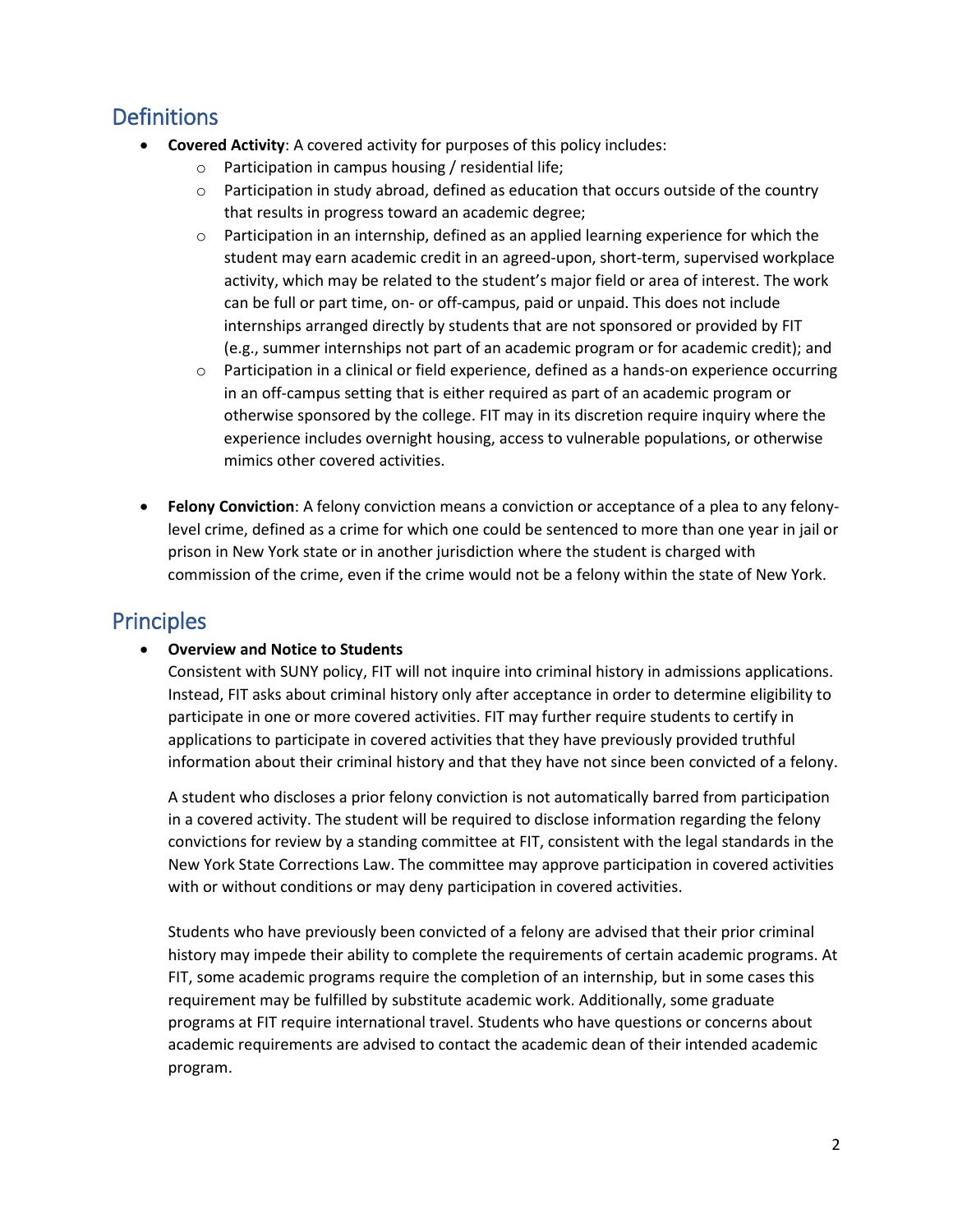## Definitions

- **Covered Activity**: A covered activity for purposes of this policy includes:
    - Participation in campus housing / residential life;
    - Participation in study abroad, defined as education that occurs outside of the country that results in progress toward an academic degree;
    - Participation in an internship, defined as an applied learning experience for which the student may earn academic credit in an agreed-upon, short-term, supervised workplace activity, which may be related to the student's major field or area of interest. The work can be full or part time, on- or off-campus, paid or unpaid. This does not include internships arranged directly by students that are not sponsored or provided by FIT (e.g., summer internships not part of an academic program or for academic credit); and
    - Participation in a clinical or field experience, defined as a hands-on experience occurring in an off-campus setting that is either required as part of an academic program or otherwise sponsored by the college. FIT may in its discretion require inquiry where the experience includes overnight housing, access to vulnerable populations, or otherwise mimics other covered activities.

- **Felony Conviction**: A felony conviction means a conviction or acceptance of a plea to any felony-level crime, defined as a crime for which one could be sentenced to more than one year in jail or prison in New York state or in another jurisdiction where the student is charged with commission of the crime, even if the crime would not be a felony within the state of New York.

## Principles

- **Overview and Notice to Students**

  Consistent with SUNY policy, FIT will not inquire into criminal history in admissions applications. Instead, FIT asks about criminal history only after acceptance in order to determine eligibility to participate in one or more covered activities. FIT may further require students to certify in applications to participate in covered activities that they have previously provided truthful information about their criminal history and that they have not since been convicted of a felony.

  A student who discloses a prior felony conviction is not automatically barred from participation in a covered activity. The student will be required to disclose information regarding the felony convictions for review by a standing committee at FIT, consistent with the legal standards in the New York State Corrections Law. The committee may approve participation in covered activities with or without conditions or may deny participation in covered activities.

  Students who have previously been convicted of a felony are advised that their prior criminal history may impede their ability to complete the requirements of certain academic programs. At FIT, some academic programs require the completion of an internship, but in some cases this requirement may be fulfilled by substitute academic work. Additionally, some graduate programs at FIT require international travel. Students who have questions or concerns about academic requirements are advised to contact the academic dean of their intended academic program.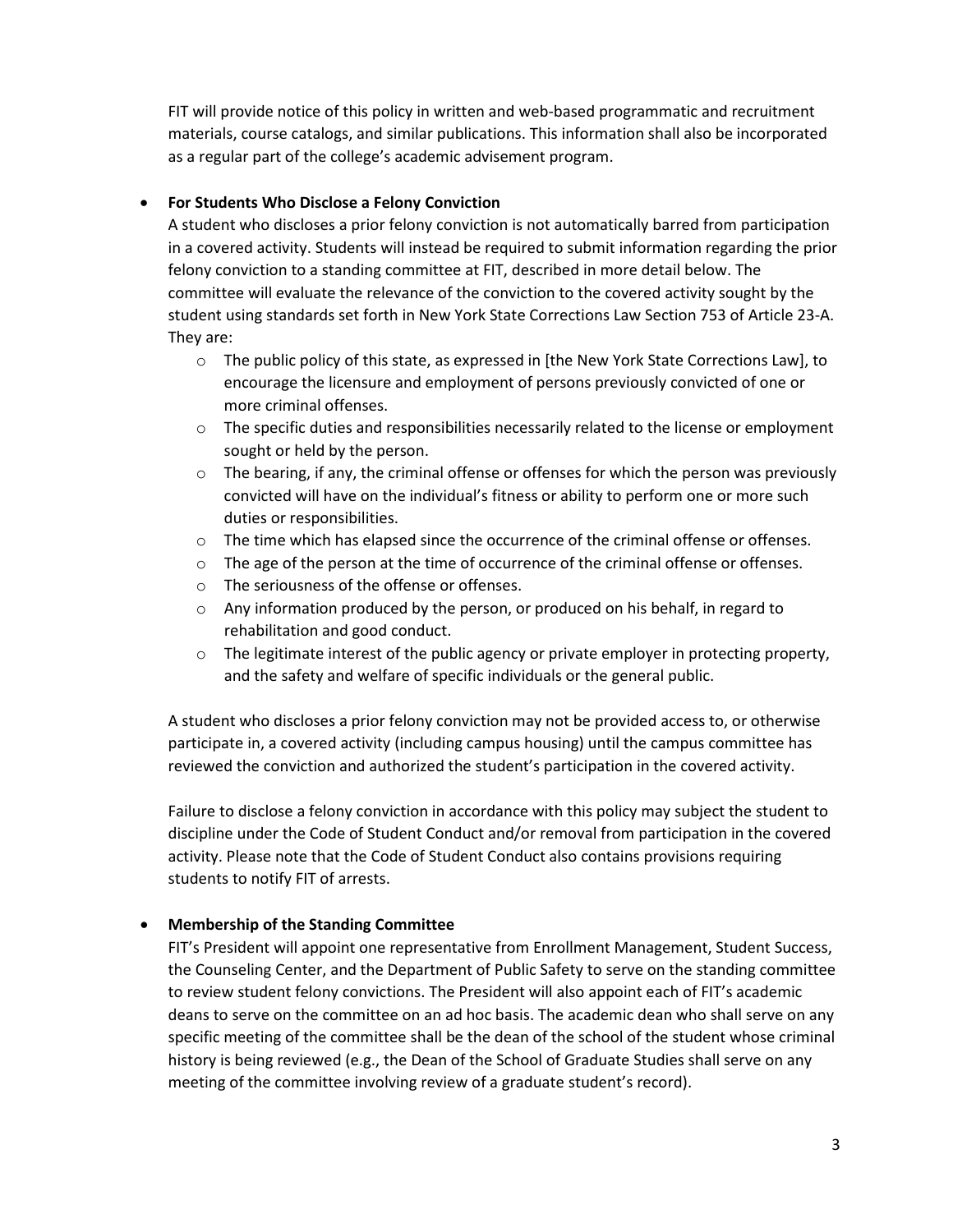FIT will provide notice of this policy in written and web-based programmatic and recruitment materials, course catalogs, and similar publications. This information shall also be incorporated as a regular part of the college's academic advisement program.

- **For Students Who Disclose a Felony Conviction**

  A student who discloses a prior felony conviction is not automatically barred from participation in a covered activity. Students will instead be required to submit information regarding the prior felony conviction to a standing committee at FIT, described in more detail below. The committee will evaluate the relevance of the conviction to the covered activity sought by the student using standards set forth in New York State Corrections Law Section 753 of Article 23-A. They are:

  - The public policy of this state, as expressed in [the New York State Corrections Law], to encourage the licensure and employment of persons previously convicted of one or more criminal offenses.
  - The specific duties and responsibilities necessarily related to the license or employment sought or held by the person.
  - The bearing, if any, the criminal offense or offenses for which the person was previously convicted will have on the individual's fitness or ability to perform one or more such duties or responsibilities.
  - The time which has elapsed since the occurrence of the criminal offense or offenses.
  - The age of the person at the time of occurrence of the criminal offense or offenses.
  - The seriousness of the offense or offenses.
  - Any information produced by the person, or produced on his behalf, in regard to rehabilitation and good conduct.
  - The legitimate interest of the public agency or private employer in protecting property, and the safety and welfare of specific individuals or the general public.

  A student who discloses a prior felony conviction may not be provided access to, or otherwise participate in, a covered activity (including campus housing) until the campus committee has reviewed the conviction and authorized the student's participation in the covered activity.

  Failure to disclose a felony conviction in accordance with this policy may subject the student to discipline under the Code of Student Conduct and/or removal from participation in the covered activity. Please note that the Code of Student Conduct also contains provisions requiring students to notify FIT of arrests.

- **Membership of the Standing Committee**

  FIT's President will appoint one representative from Enrollment Management, Student Success, the Counseling Center, and the Department of Public Safety to serve on the standing committee to review student felony convictions. The President will also appoint each of FIT's academic deans to serve on the committee on an ad hoc basis. The academic dean who shall serve on any specific meeting of the committee shall be the dean of the school of the student whose criminal history is being reviewed (e.g., the Dean of the School of Graduate Studies shall serve on any meeting of the committee involving review of a graduate student's record).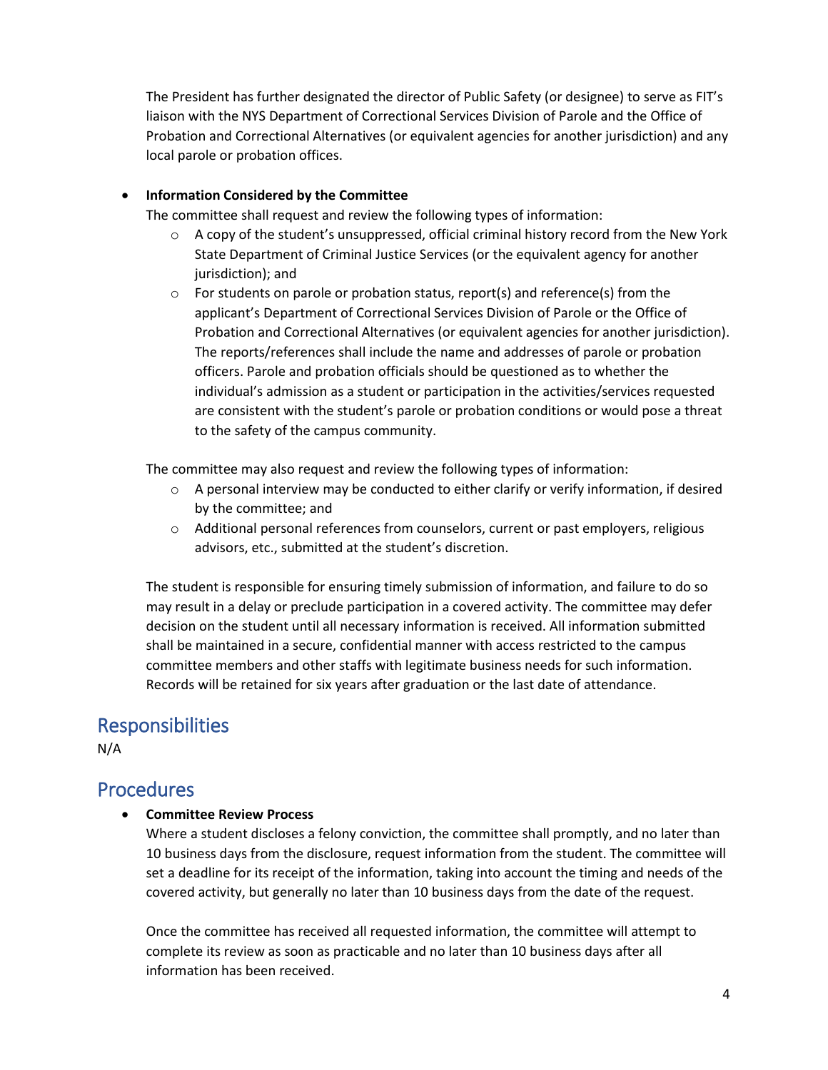The President has further designated the director of Public Safety (or designee) to serve as FIT's liaison with the NYS Department of Correctional Services Division of Parole and the Office of Probation and Correctional Alternatives (or equivalent agencies for another jurisdiction) and any local parole or probation offices.

- **Information Considered by the Committee**

  The committee shall request and review the following types of information:

  - A copy of the student's unsuppressed, official criminal history record from the New York State Department of Criminal Justice Services (or the equivalent agency for another jurisdiction); and
  - For students on parole or probation status, report(s) and reference(s) from the applicant's Department of Correctional Services Division of Parole or the Office of Probation and Correctional Alternatives (or equivalent agencies for another jurisdiction). The reports/references shall include the name and addresses of parole or probation officers. Parole and probation officials should be questioned as to whether the individual's admission as a student or participation in the activities/services requested are consistent with the student's parole or probation conditions or would pose a threat to the safety of the campus community.

  The committee may also request and review the following types of information:

  - A personal interview may be conducted to either clarify or verify information, if desired by the committee; and
  - Additional personal references from counselors, current or past employers, religious advisors, etc., submitted at the student's discretion.

  The student is responsible for ensuring timely submission of information, and failure to do so may result in a delay or preclude participation in a covered activity. The committee may defer decision on the student until all necessary information is received. All information submitted shall be maintained in a secure, confidential manner with access restricted to the campus committee members and other staffs with legitimate business needs for such information. Records will be retained for six years after graduation or the last date of attendance.

## Responsibilities

N/A

## Procedures

- **Committee Review Process**

  Where a student discloses a felony conviction, the committee shall promptly, and no later than 10 business days from the disclosure, request information from the student. The committee will set a deadline for its receipt of the information, taking into account the timing and needs of the covered activity, but generally no later than 10 business days from the date of the request.

  Once the committee has received all requested information, the committee will attempt to complete its review as soon as practicable and no later than 10 business days after all information has been received.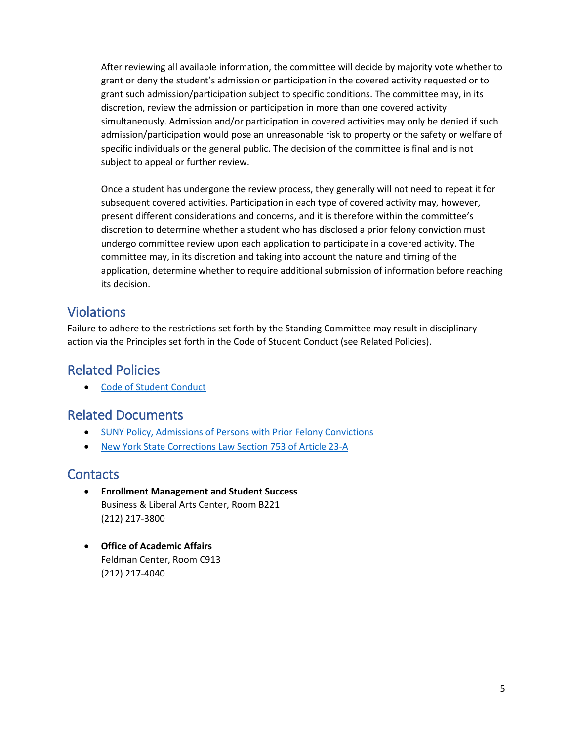After reviewing all available information, the committee will decide by majority vote whether to grant or deny the student's admission or participation in the covered activity requested or to grant such admission/participation subject to specific conditions. The committee may, in its discretion, review the admission or participation in more than one covered activity simultaneously. Admission and/or participation in covered activities may only be denied if such admission/participation would pose an unreasonable risk to property or the safety or welfare of specific individuals or the general public. The decision of the committee is final and is not subject to appeal or further review.

Once a student has undergone the review process, they generally will not need to repeat it for subsequent covered activities. Participation in each type of covered activity may, however, present different considerations and concerns, and it is therefore within the committee's discretion to determine whether a student who has disclosed a prior felony conviction must undergo committee review upon each application to participate in a covered activity. The committee may, in its discretion and taking into account the nature and timing of the application, determine whether to require additional submission of information before reaching its decision.

## Violations

Failure to adhere to the restrictions set forth by the Standing Committee may result in disciplinary action via the Principles set forth in the Code of Student Conduct (see Related Policies).

## Related Policies

- Code of Student Conduct

## Related Documents

- SUNY Policy, Admissions of Persons with Prior Felony Convictions
- New York State Corrections Law Section 753 of Article 23-A

## Contacts

- **Enrollment Management and Student Success**
  Business & Liberal Arts Center, Room B221
  (212) 217-3800

- **Office of Academic Affairs**
  Feldman Center, Room C913
  (212) 217-4040